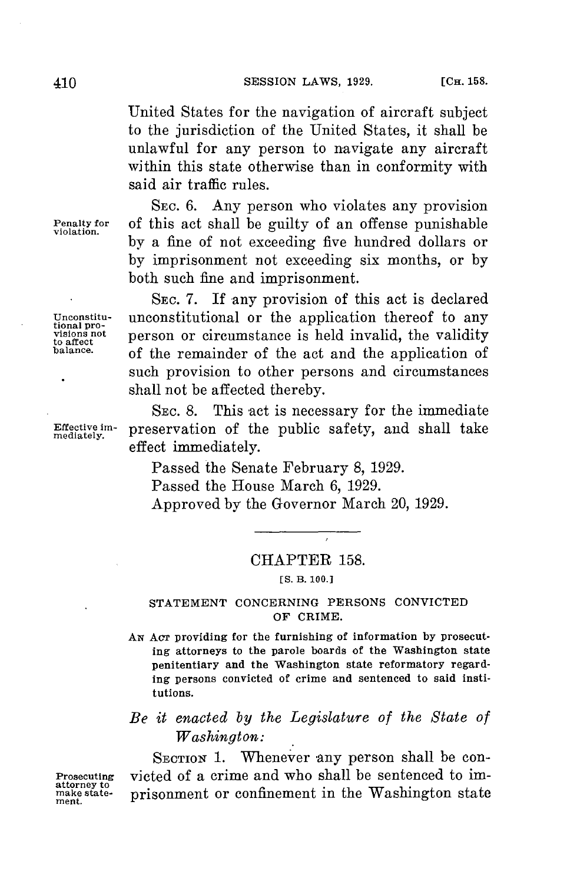United States for the navigation of aircraft subject to the jurisdiction of the United States, it shall be unlawful for any person to navigate any aircraft within this state otherwise than in conformity with said air traffic rules.

Penalty for violation.

SEC. 6. Any person who violates any provision of this act shall be guilty of an offense punishable by a fine of not exceeding five hundred dollars or by imprisonment not exceeding six months, or by both such fine and imprisonment.

Unconstitutional provisions not to affect balance.

SEC. 7. If any provision of this act is declared unconstitutional or the application thereof to any person or circumstance is held invalid, the validity of the remainder of the act and the application of such provision to other persons and circumstances shall not be affected thereby.

Effective immediately.

SEC. 8. This act is necessary for the immediate preservation of the public safety, and shall take effect immediately.

Passed the Senate February 8, 1929.

Passed the House March 6, 1929.

Approved by the Governor March 20, 1929.

## CHAPTER 158.

[S. B. 100.]

### STATEMENT CONCERNING PERSONS CONVICTED OF CRIME.

AN ACT providing for the furnishing of information by prosecuting attorneys to the parole boards of the Washington state penitentiary and the Washington state reformatory regarding persons convicted of crime and sentenced to said institutions.

*Be it enacted by the Legislature of the State of Washington:*

Prosecuting attorney to make statement.

SECTION 1. Whenever any person shall be convicted of a crime and who shall be sentenced to imprisonment or confinement in the Washington state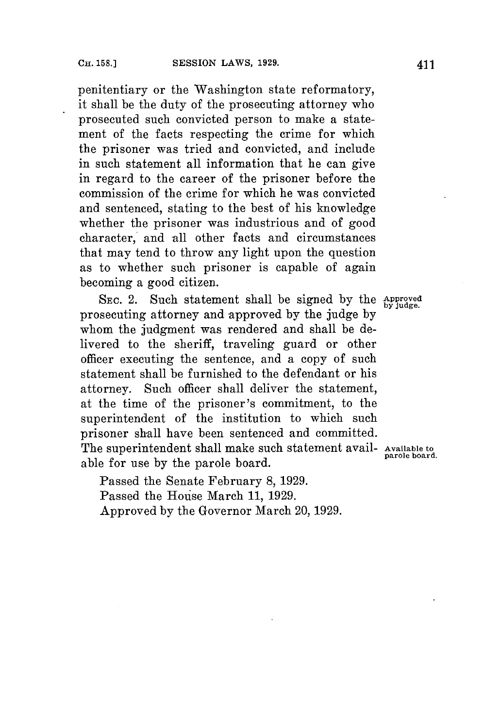penitentiary or the Washington state reformatory, it shall be the duty of the prosecuting attorney who prosecuted such convicted person to make a statement of the facts respecting the crime for which the prisoner was tried and convicted, and include in such statement all information that he can give in regard to the career of the prisoner before the commission of the crime for which he was convicted and sentenced, stating to the best of his knowledge whether the prisoner was industrious and of good character, and all other facts and circumstances that may tend to throw any light upon the question as to whether such prisoner is capable of again becoming a good citizen.

SEC. 2. Such statement shall be signed by the prosecuting attorney and approved by the judge by whom the judgment was rendered and shall be delivered to the sheriff, traveling guard or other officer executing the sentence, and a copy of such statement shall be furnished to the defendant or his attorney. Such officer shall deliver the statement, at the time of the prisoner's commitment, to the superintendent of the institution to which such prisoner shall have been sentenced and committed. The superintendent shall make such statement available for use by the parole board.

Approved by judge.

Available to parole board.

Passed the Senate February 8, 1929.
Passed the House March 11, 1929.
Approved by the Governor March 20, 1929.